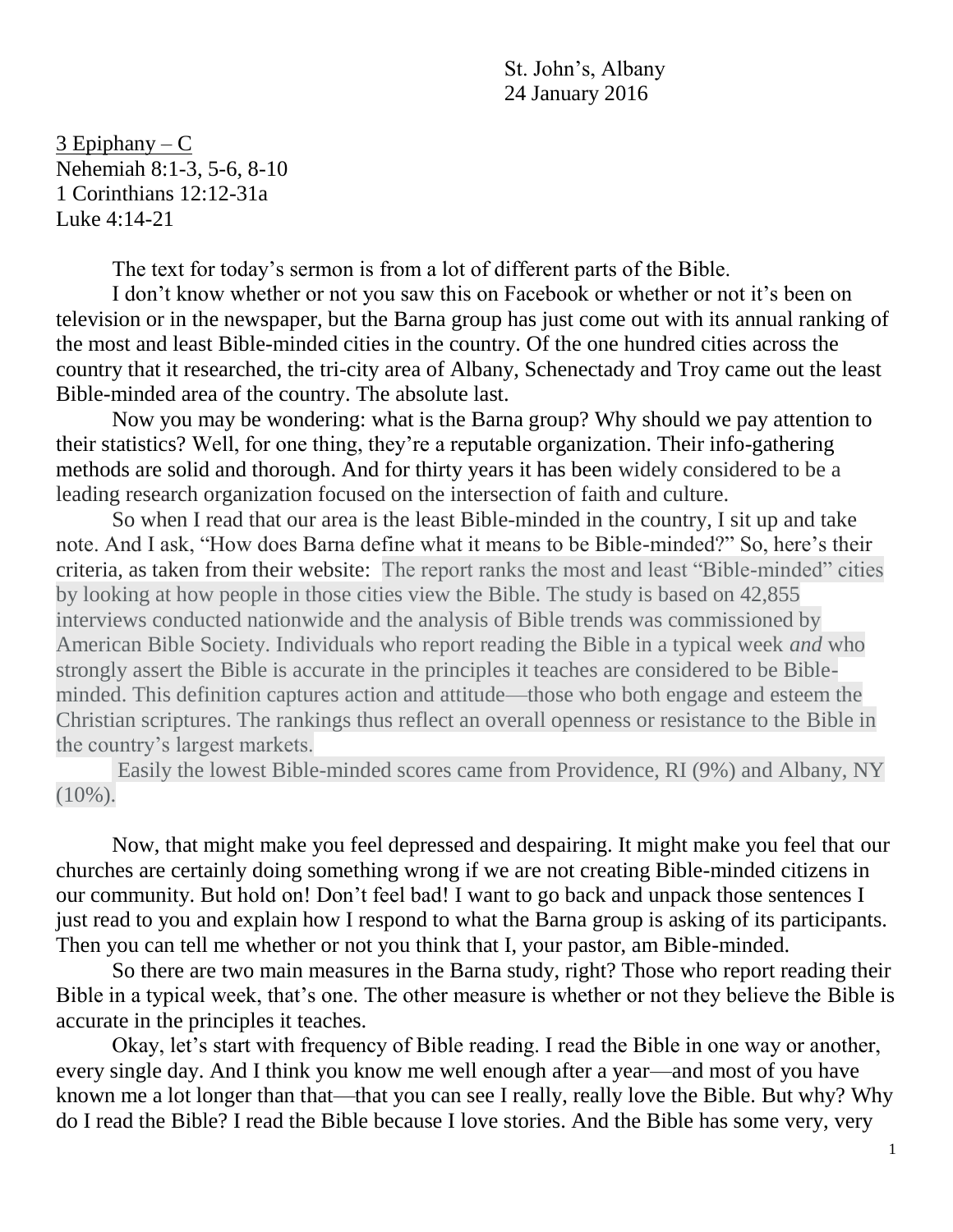St. John's, Albany
24 January 2016

<u>3 Epiphany – C</u>
Nehemiah 8:1-3, 5-6, 8-10
1 Corinthians 12:12-31a
Luke 4:14-21

The text for today's sermon is from a lot of different parts of the Bible.

I don't know whether or not you saw this on Facebook or whether or not it's been on television or in the newspaper, but the Barna group has just come out with its annual ranking of the most and least Bible-minded cities in the country. Of the one hundred cities across the country that it researched, the tri-city area of Albany, Schenectady and Troy came out the least Bible-minded area of the country. The absolute last.

Now you may be wondering: what is the Barna group? Why should we pay attention to their statistics? Well, for one thing, they're a reputable organization. Their info-gathering methods are solid and thorough. And for thirty years it has been widely considered to be a leading research organization focused on the intersection of faith and culture.

So when I read that our area is the least Bible-minded in the country, I sit up and take note. And I ask, "How does Barna define what it means to be Bible-minded?" So, here's their criteria, as taken from their website: The report ranks the most and least "Bible-minded" cities by looking at how people in those cities view the Bible. The study is based on 42,855 interviews conducted nationwide and the analysis of Bible trends was commissioned by American Bible Society. Individuals who report reading the Bible in a typical week *and* who strongly assert the Bible is accurate in the principles it teaches are considered to be Bible-minded. This definition captures action and attitude—those who both engage and esteem the Christian scriptures. The rankings thus reflect an overall openness or resistance to the Bible in the country's largest markets.

Easily the lowest Bible-minded scores came from Providence, RI (9%) and Albany, NY (10%).

Now, that might make you feel depressed and despairing. It might make you feel that our churches are certainly doing something wrong if we are not creating Bible-minded citizens in our community. But hold on! Don't feel bad! I want to go back and unpack those sentences I just read to you and explain how I respond to what the Barna group is asking of its participants. Then you can tell me whether or not you think that I, your pastor, am Bible-minded.

So there are two main measures in the Barna study, right? Those who report reading their Bible in a typical week, that's one. The other measure is whether or not they believe the Bible is accurate in the principles it teaches.

Okay, let's start with frequency of Bible reading. I read the Bible in one way or another, every single day. And I think you know me well enough after a year—and most of you have known me a lot longer than that—that you can see I really, really love the Bible. But why? Why do I read the Bible? I read the Bible because I love stories. And the Bible has some very, very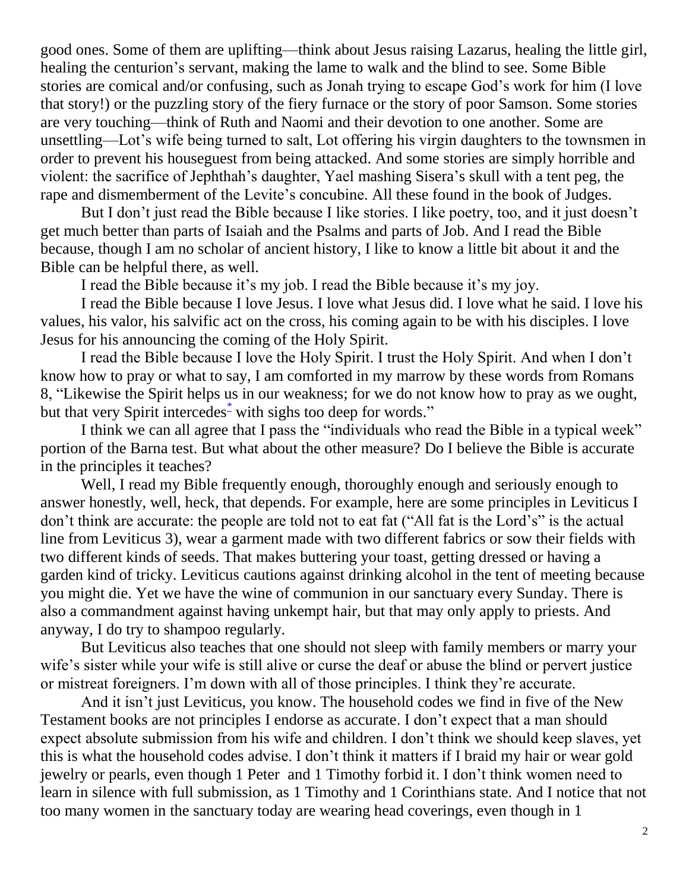good ones. Some of them are uplifting—think about Jesus raising Lazarus, healing the little girl, healing the centurion's servant, making the lame to walk and the blind to see. Some Bible stories are comical and/or confusing, such as Jonah trying to escape God's work for him (I love that story!) or the puzzling story of the fiery furnace or the story of poor Samson. Some stories are very touching—think of Ruth and Naomi and their devotion to one another. Some are unsettling—Lot's wife being turned to salt, Lot offering his virgin daughters to the townsmen in order to prevent his houseguest from being attacked. And some stories are simply horrible and violent: the sacrifice of Jephthah's daughter, Yael mashing Sisera's skull with a tent peg, the rape and dismemberment of the Levite's concubine. All these found in the book of Judges.

But I don't just read the Bible because I like stories. I like poetry, too, and it just doesn't get much better than parts of Isaiah and the Psalms and parts of Job. And I read the Bible because, though I am no scholar of ancient history, I like to know a little bit about it and the Bible can be helpful there, as well.

I read the Bible because it's my job. I read the Bible because it's my joy.

I read the Bible because I love Jesus. I love what Jesus did. I love what he said. I love his values, his valor, his salvific act on the cross, his coming again to be with his disciples. I love Jesus for his announcing the coming of the Holy Spirit.

I read the Bible because I love the Holy Spirit. I trust the Holy Spirit. And when I don't know how to pray or what to say, I am comforted in my marrow by these words from Romans 8, "Likewise the Spirit helps us in our weakness; for we do not know how to pray as we ought, but that very Spirit intercedes[*] with sighs too deep for words."

I think we can all agree that I pass the "individuals who read the Bible in a typical week" portion of the Barna test. But what about the other measure? Do I believe the Bible is accurate in the principles it teaches?

Well, I read my Bible frequently enough, thoroughly enough and seriously enough to answer honestly, well, heck, that depends. For example, here are some principles in Leviticus I don't think are accurate: the people are told not to eat fat ("All fat is the Lord's" is the actual line from Leviticus 3), wear a garment made with two different fabrics or sow their fields with two different kinds of seeds. That makes buttering your toast, getting dressed or having a garden kind of tricky. Leviticus cautions against drinking alcohol in the tent of meeting because you might die. Yet we have the wine of communion in our sanctuary every Sunday. There is also a commandment against having unkempt hair, but that may only apply to priests. And anyway, I do try to shampoo regularly.

But Leviticus also teaches that one should not sleep with family members or marry your wife's sister while your wife is still alive or curse the deaf or abuse the blind or pervert justice or mistreat foreigners. I'm down with all of those principles. I think they're accurate.

And it isn't just Leviticus, you know. The household codes we find in five of the New Testament books are not principles I endorse as accurate. I don't expect that a man should expect absolute submission from his wife and children. I don't think we should keep slaves, yet this is what the household codes advise. I don't think it matters if I braid my hair or wear gold jewelry or pearls, even though 1 Peter and 1 Timothy forbid it. I don't think women need to learn in silence with full submission, as 1 Timothy and 1 Corinthians state. And I notice that not too many women in the sanctuary today are wearing head coverings, even though in 1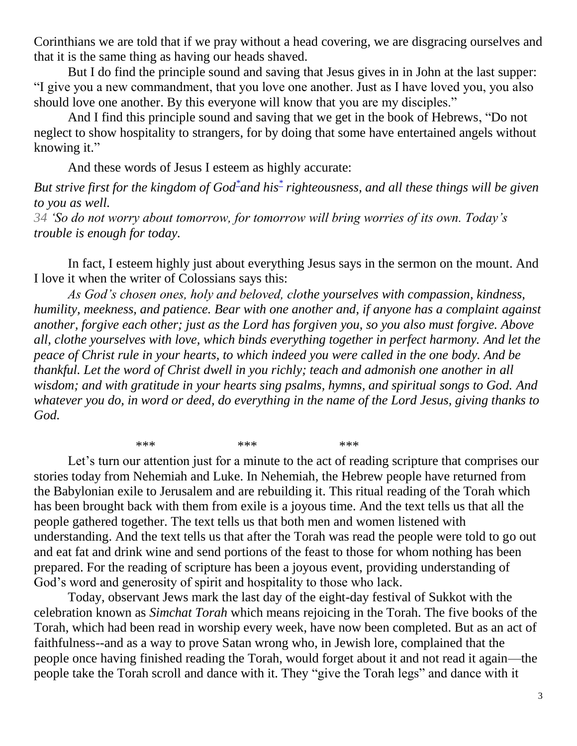Corinthians we are told that if we pray without a head covering, we are disgracing ourselves and that it is the same thing as having our heads shaved.

But I do find the principle sound and saving that Jesus gives in in John at the last supper: "I give you a new commandment, that you love one another. Just as I have loved you, you also should love one another. By this everyone will know that you are my disciples."

And I find this principle sound and saving that we get in the book of Hebrews, "Do not neglect to show hospitality to strangers, for by doing that some have entertained angels without knowing it."

And these words of Jesus I esteem as highly accurate:

*But strive first for the kingdom of God* [*] *and his* [*] *righteousness, and all these things will be given to you as well.*
*34 'So do not worry about tomorrow, for tomorrow will bring worries of its own. Today's trouble is enough for today.*

In fact, I esteem highly just about everything Jesus says in the sermon on the mount. And I love it when the writer of Colossians says this:

*As God's chosen ones, holy and beloved, clothe yourselves with compassion, kindness, humility, meekness, and patience. Bear with one another and, if anyone has a complaint against another, forgive each other; just as the Lord has forgiven you, so you also must forgive. Above all, clothe yourselves with love, which binds everything together in perfect harmony. And let the peace of Christ rule in your hearts, to which indeed you were called in the one body. And be thankful. Let the word of Christ dwell in you richly; teach and admonish one another in all wisdom; and with gratitude in your hearts sing psalms, hymns, and spiritual songs to God. And whatever you do, in word or deed, do everything in the name of the Lord Jesus, giving thanks to God.*

\*\*\* \*\*\* \*\*\*

Let's turn our attention just for a minute to the act of reading scripture that comprises our stories today from Nehemiah and Luke. In Nehemiah, the Hebrew people have returned from the Babylonian exile to Jerusalem and are rebuilding it. This ritual reading of the Torah which has been brought back with them from exile is a joyous time. And the text tells us that all the people gathered together. The text tells us that both men and women listened with understanding. And the text tells us that after the Torah was read the people were told to go out and eat fat and drink wine and send portions of the feast to those for whom nothing has been prepared. For the reading of scripture has been a joyous event, providing understanding of God's word and generosity of spirit and hospitality to those who lack.

Today, observant Jews mark the last day of the eight-day festival of Sukkot with the celebration known as *Simchat Torah* which means rejoicing in the Torah. The five books of the Torah, which had been read in worship every week, have now been completed. But as an act of faithfulness--and as a way to prove Satan wrong who, in Jewish lore, complained that the people once having finished reading the Torah, would forget about it and not read it again—the people take the Torah scroll and dance with it. They "give the Torah legs" and dance with it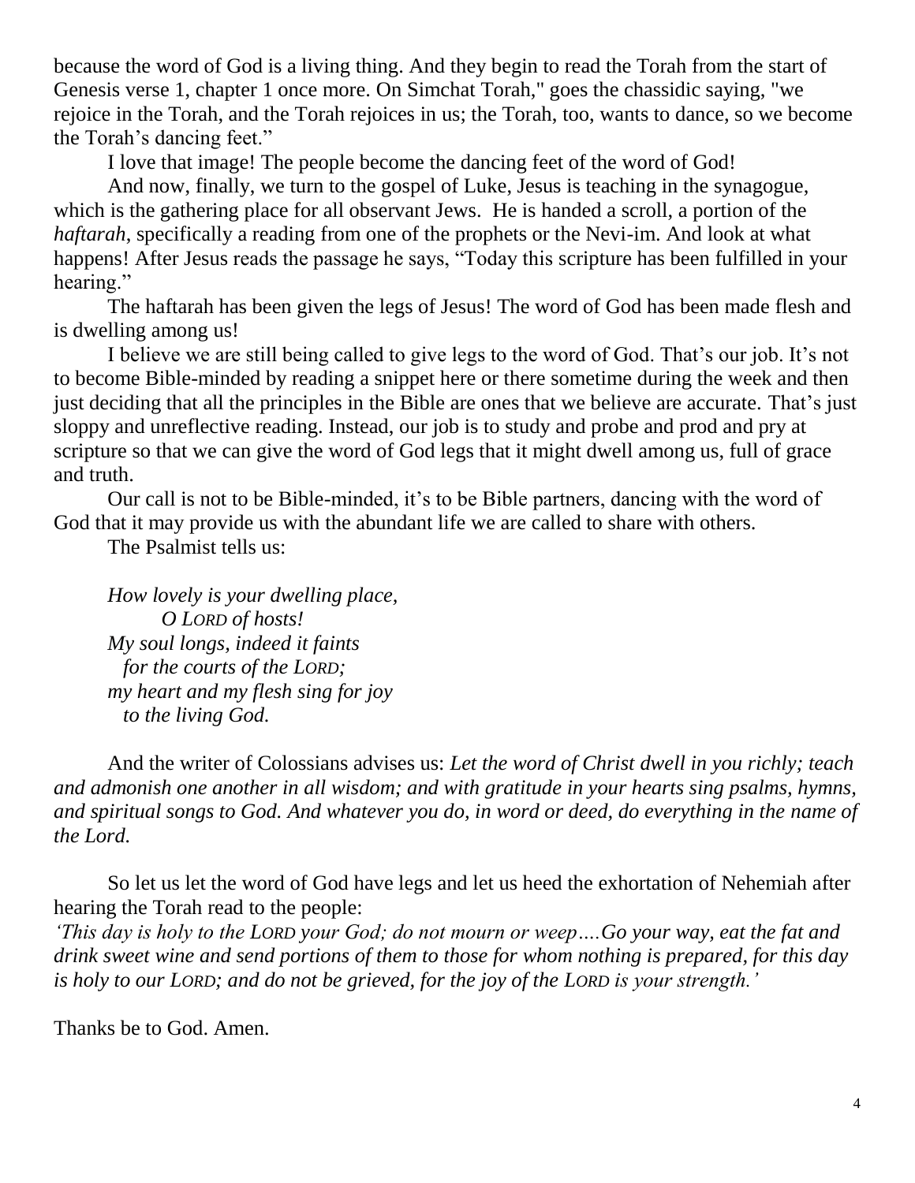because the word of God is a living thing. And they begin to read the Torah from the start of Genesis verse 1, chapter 1 once more. On Simchat Torah," goes the chassidic saying, "we rejoice in the Torah, and the Torah rejoices in us; the Torah, too, wants to dance, so we become the Torah's dancing feet."

I love that image! The people become the dancing feet of the word of God!

And now, finally, we turn to the gospel of Luke, Jesus is teaching in the synagogue, which is the gathering place for all observant Jews. He is handed a scroll, a portion of the *haftarah*, specifically a reading from one of the prophets or the Nevi-im. And look at what happens! After Jesus reads the passage he says, "Today this scripture has been fulfilled in your hearing."

The haftarah has been given the legs of Jesus! The word of God has been made flesh and is dwelling among us!

I believe we are still being called to give legs to the word of God. That's our job. It's not to become Bible-minded by reading a snippet here or there sometime during the week and then just deciding that all the principles in the Bible are ones that we believe are accurate. That's just sloppy and unreflective reading. Instead, our job is to study and probe and prod and pry at scripture so that we can give the word of God legs that it might dwell among us, full of grace and truth.

Our call is not to be Bible-minded, it's to be Bible partners, dancing with the word of God that it may provide us with the abundant life we are called to share with others.

The Psalmist tells us:

*How lovely is your dwelling place,*
*O LORD of hosts!*
*My soul longs, indeed it faints*
*for the courts of the LORD;*
*my heart and my flesh sing for joy*
*to the living God.*

And the writer of Colossians advises us: *Let the word of Christ dwell in you richly; teach and admonish one another in all wisdom; and with gratitude in your hearts sing psalms, hymns, and spiritual songs to God. And whatever you do, in word or deed, do everything in the name of the Lord.*

So let us let the word of God have legs and let us heed the exhortation of Nehemiah after hearing the Torah read to the people:
*'This day is holy to the LORD your God; do not mourn or weep….Go your way, eat the fat and drink sweet wine and send portions of them to those for whom nothing is prepared, for this day is holy to our LORD; and do not be grieved, for the joy of the LORD is your strength.'*

Thanks be to God. Amen.